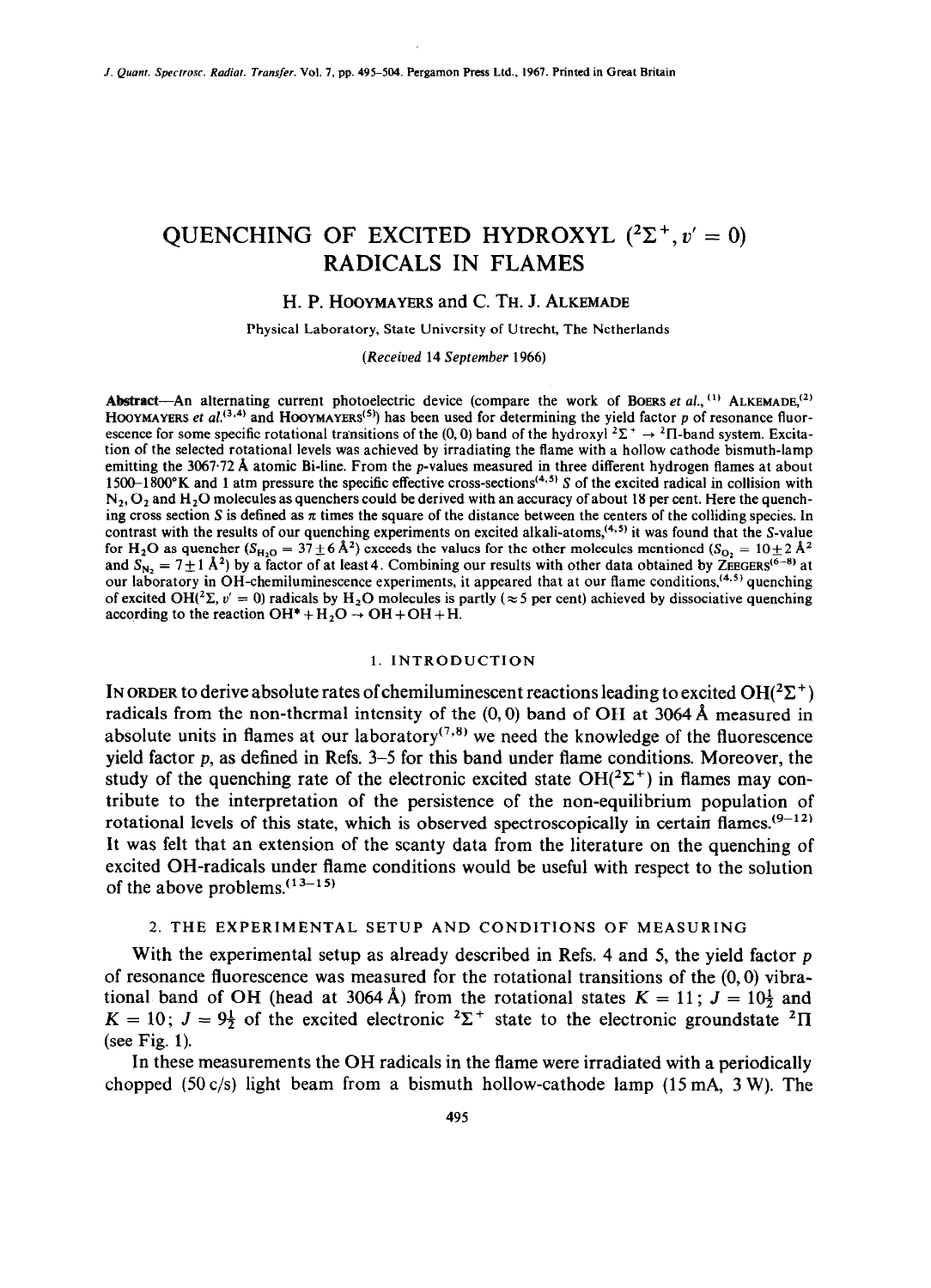# QUENCHING OF EXCITED HYDROXYL ($^2\Sigma^+, v' = 0$) RADICALS IN FLAMES

H. P. HOOYMAYERS and C. TH. J. ALKEMADE

Physical Laboratory, State University of Utrecht, The Netherlands

*(Received 14 September 1966)*

**Abstract**—An alternating current photoelectric device (compare the work of BOERS *et al.*,[1] ALKEMADE,[2] HOOYMAYERS *et al.*[3,4] and HOOYMAYERS[5]) has been used for determining the yield factor $p$ of resonance fluorescence for some specific rotational transitions of the (0, 0) band of the hydroxyl $^2\Sigma^+ \rightarrow {}^2\Pi$-band system. Excitation of the selected rotational levels was achieved by irradiating the flame with a hollow cathode bismuth-lamp emitting the 3067·72 Å atomic Bi-line. From the $p$-values measured in three different hydrogen flames at about 1500–1800°K and 1 atm pressure the specific effective cross-sections[4,5] $S$ of the excited radical in collision with $N_2$, $O_2$ and $H_2O$ molecules as quenchers could be derived with an accuracy of about 18 per cent. Here the quenching cross section $S$ is defined as $\pi$ times the square of the distance between the centers of the colliding species. In contrast with the results of our quenching experiments on excited alkali-atoms,[4,5] it was found that the $S$-value for $H_2O$ as quencher ($S_{H_2O} = 37 \pm 6$ Å$^2$) exceeds the values for the other molecules mentioned ($S_{O_2} = 10 \pm 2$ Å$^2$ and $S_{N_2} = 7 \pm 1$ Å$^2$) by a factor of at least 4. Combining our results with other data obtained by ZEEGERS[6–8] at our laboratory in OH-chemiluminescence experiments, it appeared that at our flame conditions,[4,5] quenching of excited OH($^2\Sigma$, $v' = 0$) radicals by $H_2O$ molecules is partly ($\approx 5$ per cent) achieved by dissociative quenching according to the reaction $OH^* + H_2O \rightarrow OH + OH + H$.

## 1. INTRODUCTION

IN ORDER to derive absolute rates of chemiluminescent reactions leading to excited OH($^2\Sigma^+$) radicals from the non-thermal intensity of the (0, 0) band of OH at 3064 Å measured in absolute units in flames at our laboratory[7,8] we need the knowledge of the fluorescence yield factor $p$, as defined in Refs. 3–5 for this band under flame conditions. Moreover, the study of the quenching rate of the electronic excited state OH($^2\Sigma^+$) in flames may contribute to the interpretation of the persistence of the non-equilibrium population of rotational levels of this state, which is observed spectroscopically in certain flames.[9–12] It was felt that an extension of the scanty data from the literature on the quenching of excited OH-radicals under flame conditions would be useful with respect to the solution of the above problems.[13–15]

## 2. THE EXPERIMENTAL SETUP AND CONDITIONS OF MEASURING

With the experimental setup as already described in Refs. 4 and 5, the yield factor $p$ of resonance fluorescence was measured for the rotational transitions of the (0, 0) vibrational band of OH (head at 3064 Å) from the rotational states $K = 11$; $J = 10\frac{1}{2}$ and $K = 10$; $J = 9\frac{1}{2}$ of the excited electronic $^2\Sigma^+$ state to the electronic groundstate $^2\Pi$ (see Fig. 1).

In these measurements the OH radicals in the flame were irradiated with a periodically chopped (50 c/s) light beam from a bismuth hollow-cathode lamp (15 mA, 3 W). The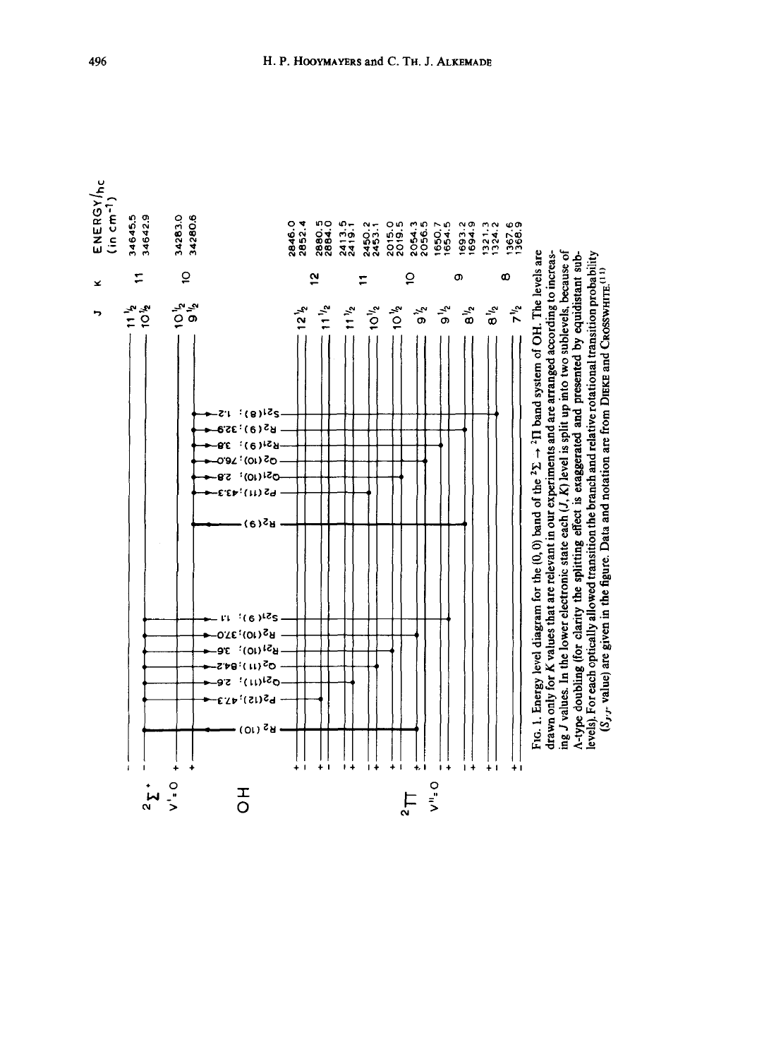Fig. 1. Energy level diagram for the (0, 0) band of the $^2\Sigma \rightarrow {}^2\Pi$ band system of OH. The levels are drawn only for $K$ values that are relevant in our experiments and are arranged according to increasing $J$ values. In the lower electronic state each $(J, K)$ level is split up into two sublevels, because of Λ-type doubling (for clarity the splitting effect is exaggerated and presented by equidistant sublevels). For each optically allowed transition the branch and relative rotational transition probability ($S_{J'J''}$ value) are given in the figure. Data and notation are from Dieke and Crosswhite.[11]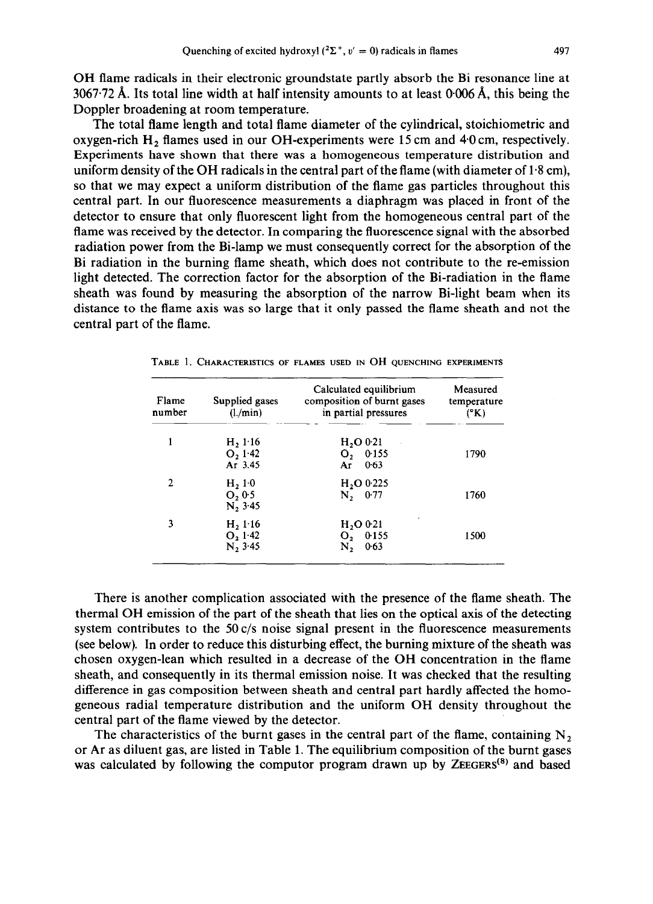OH flame radicals in their electronic groundstate partly absorb the Bi resonance line at 3067·72 Å. Its total line width at half intensity amounts to at least 0·006 Å, this being the Doppler broadening at room temperature.

The total flame length and total flame diameter of the cylindrical, stoichiometric and oxygen-rich $H_2$ flames used in our OH-experiments were 15 cm and 4·0 cm, respectively. Experiments have shown that there was a homogeneous temperature distribution and uniform density of the OH radicals in the central part of the flame (with diameter of 1·8 cm), so that we may expect a uniform distribution of the flame gas particles throughout this central part. In our fluorescence measurements a diaphragm was placed in front of the detector to ensure that only fluorescent light from the homogeneous central part of the flame was received by the detector. In comparing the fluorescence signal with the absorbed radiation power from the Bi-lamp we must consequently correct for the absorption of the Bi radiation in the burning flame sheath, which does not contribute to the re-emission light detected. The correction factor for the absorption of the Bi-radiation in the flame sheath was found by measuring the absorption of the narrow Bi-light beam when its distance to the flame axis was so large that it only passed the flame sheath and not the central part of the flame.

TABLE 1. CHARACTERISTICS OF FLAMES USED IN OH QUENCHING EXPERIMENTS

| Flame number | Supplied gases (l./min) | Calculated equilibrium composition of burnt gases in partial pressures | Measured temperature (°K) |
|---|---|---|---|
| 1 | $H_2$ 1·16<br>$O_2$ 1·42<br>Ar 3.45 | $H_2O$ 0·21<br>$O_2$ 0·155<br>Ar 0·63 | 1790 |
| 2 | $H_2$ 1·0<br>$O_2$ 0·5<br>$N_2$ 3·45 | $H_2O$ 0·225<br>$N_2$ 0·77 | 1760 |
| 3 | $H_2$ 1·16<br>$O_2$ 1·42<br>$N_2$ 3·45 | $H_2O$ 0·21<br>$O_2$ 0·155<br>$N_2$ 0·63 | 1500 |

There is another complication associated with the presence of the flame sheath. The thermal OH emission of the part of the sheath that lies on the optical axis of the detecting system contributes to the 50 c/s noise signal present in the fluorescence measurements (see below). In order to reduce this disturbing effect, the burning mixture of the sheath was chosen oxygen-lean which resulted in a decrease of the OH concentration in the flame sheath, and consequently in its thermal emission noise. It was checked that the resulting difference in gas composition between sheath and central part hardly affected the homogeneous radial temperature distribution and the uniform OH density throughout the central part of the flame viewed by the detector.

The characteristics of the burnt gases in the central part of the flame, containing $N_2$ or Ar as diluent gas, are listed in Table 1. The equilibrium composition of the burnt gases was calculated by following the computor program drawn up by ZEEGERS[8] and based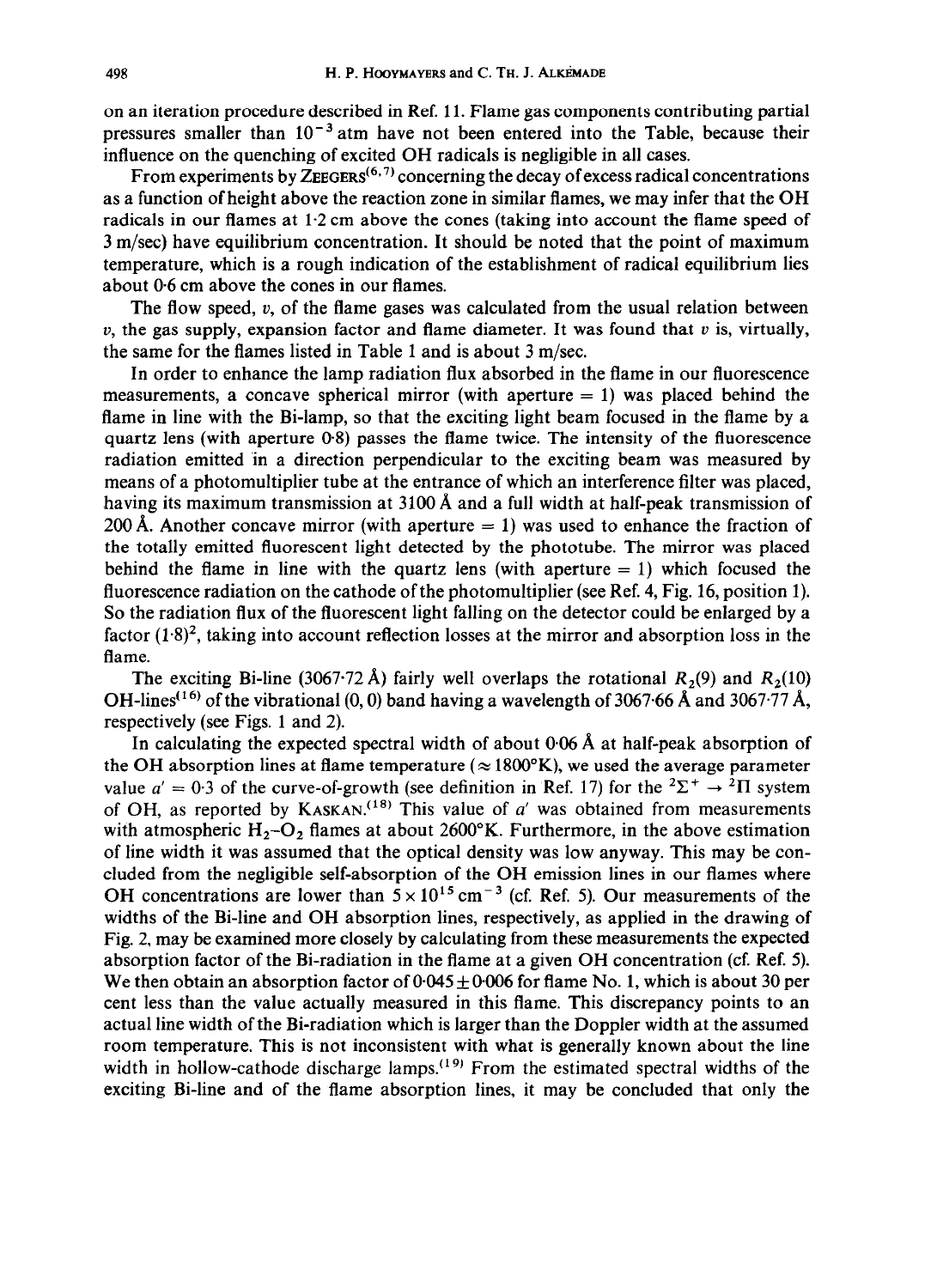on an iteration procedure described in Ref. 11. Flame gas components contributing partial pressures smaller than $10^{-3}$ atm have not been entered into the Table, because their influence on the quenching of excited OH radicals is negligible in all cases.

From experiments by ZEEGERS[6,7] concerning the decay of excess radical concentrations as a function of height above the reaction zone in similar flames, we may infer that the OH radicals in our flames at 1·2 cm above the cones (taking into account the flame speed of 3 m/sec) have equilibrium concentration. It should be noted that the point of maximum temperature, which is a rough indication of the establishment of radical equilibrium lies about 0·6 cm above the cones in our flames.

The flow speed, $v$, of the flame gases was calculated from the usual relation between $v$, the gas supply, expansion factor and flame diameter. It was found that $v$ is, virtually, the same for the flames listed in Table 1 and is about 3 m/sec.

In order to enhance the lamp radiation flux absorbed in the flame in our fluorescence measurements, a concave spherical mirror (with aperture = 1) was placed behind the flame in line with the Bi-lamp, so that the exciting light beam focused in the flame by a quartz lens (with aperture 0·8) passes the flame twice. The intensity of the fluorescence radiation emitted in a direction perpendicular to the exciting beam was measured by means of a photomultiplier tube at the entrance of which an interference filter was placed, having its maximum transmission at 3100 Å and a full width at half-peak transmission of 200 Å. Another concave mirror (with aperture = 1) was used to enhance the fraction of the totally emitted fluorescent light detected by the phototube. The mirror was placed behind the flame in line with the quartz lens (with aperture = 1) which focused the fluorescence radiation on the cathode of the photomultiplier (see Ref. 4, Fig. 16, position 1). So the radiation flux of the fluorescent light falling on the detector could be enlarged by a factor $(1{\cdot}8)^2$, taking into account reflection losses at the mirror and absorption loss in the flame.

The exciting Bi-line (3067·72 Å) fairly well overlaps the rotational $R_2(9)$ and $R_2(10)$ OH-lines[16] of the vibrational (0, 0) band having a wavelength of 3067·66 Å and 3067·77 Å, respectively (see Figs. 1 and 2).

In calculating the expected spectral width of about 0·06 Å at half-peak absorption of the OH absorption lines at flame temperature ($\approx 1800$°K), we used the average parameter value $a' = 0{\cdot}3$ of the curve-of-growth (see definition in Ref. 17) for the $^2\Sigma^+ \rightarrow {}^2\Pi$ system of OH, as reported by KASKAN.[18] This value of $a'$ was obtained from measurements with atmospheric $H_2$–$O_2$ flames at about 2600°K. Furthermore, in the above estimation of line width it was assumed that the optical density was low anyway. This may be concluded from the negligible self-absorption of the OH emission lines in our flames where OH concentrations are lower than $5 \times 10^{15}$ cm$^{-3}$ (cf. Ref. 5). Our measurements of the widths of the Bi-line and OH absorption lines, respectively, as applied in the drawing of Fig. 2, may be examined more closely by calculating from these measurements the expected absorption factor of the Bi-radiation in the flame at a given OH concentration (cf. Ref. 5). We then obtain an absorption factor of $0{\cdot}045 \pm 0{\cdot}006$ for flame No. 1, which is about 30 per cent less than the value actually measured in this flame. This discrepancy points to an actual line width of the Bi-radiation which is larger than the Doppler width at the assumed room temperature. This is not inconsistent with what is generally known about the line width in hollow-cathode discharge lamps.[19] From the estimated spectral widths of the exciting Bi-line and of the flame absorption lines, it may be concluded that only the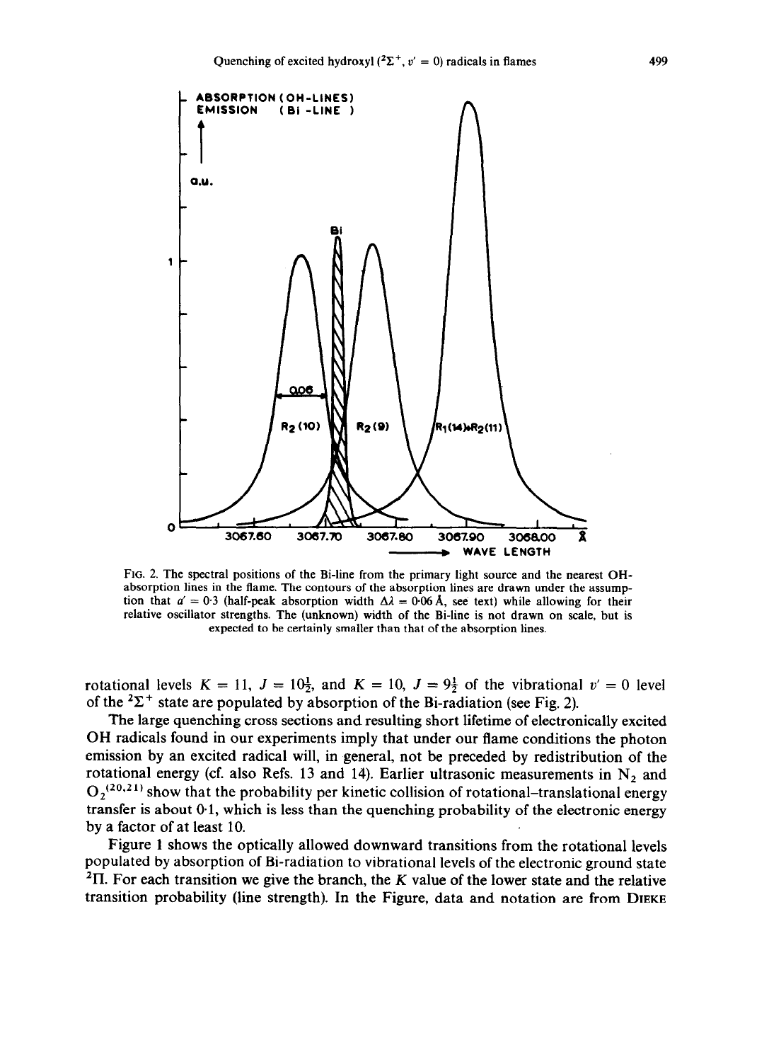FIG. 2. The spectral positions of the Bi-line from the primary light source and the nearest OH-absorption lines in the flame. The contours of the absorption lines are drawn under the assumption that $a' = 0{\cdot}3$ (half-peak absorption width $\Delta\lambda = 0{\cdot}06$ Å, see text) while allowing for their relative oscillator strengths. The (unknown) width of the Bi-line is not drawn on scale, but is expected to be certainly smaller than that of the absorption lines.

rotational levels $K = 11$, $J = 10\frac{1}{2}$, and $K = 10$, $J = 9\frac{1}{2}$ of the vibrational $v' = 0$ level of the $^2\Sigma^+$ state are populated by absorption of the Bi-radiation (see Fig. 2).

The large quenching cross sections and resulting short lifetime of electronically excited OH radicals found in our experiments imply that under our flame conditions the photon emission by an excited radical will, in general, not be preceded by redistribution of the rotational energy (cf. also Refs. 13 and 14). Earlier ultrasonic measurements in $N_2$ and $O_2$[20,21] show that the probability per kinetic collision of rotational–translational energy transfer is about 0·1, which is less than the quenching probability of the electronic energy by a factor of at least 10.

Figure 1 shows the optically allowed downward transitions from the rotational levels populated by absorption of Bi-radiation to vibrational levels of the electronic ground state $^2\Pi$. For each transition we give the branch, the $K$ value of the lower state and the relative transition probability (line strength). In the Figure, data and notation are from DIEKE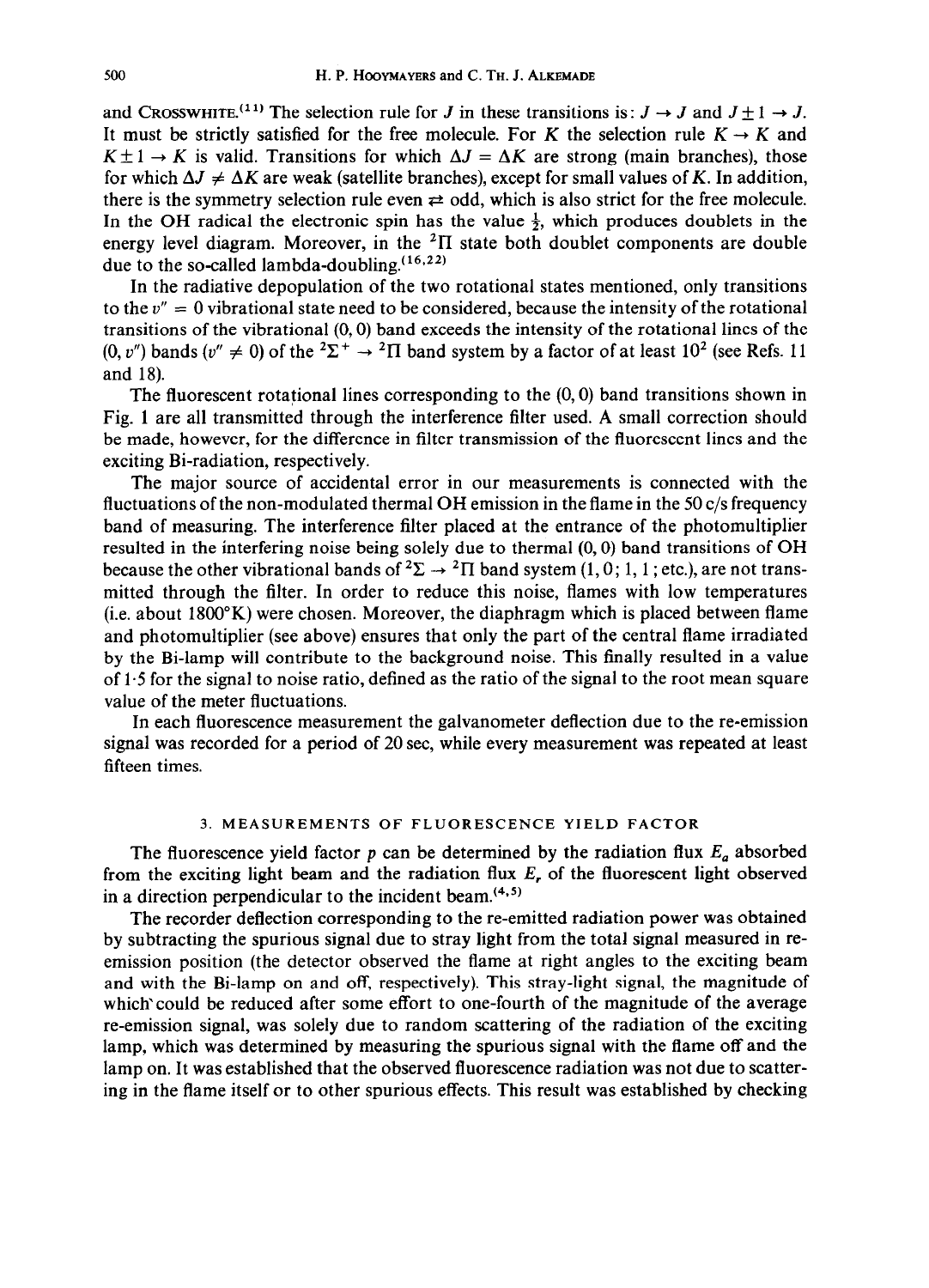and CROSSWHITE.[11] The selection rule for $J$ in these transitions is: $J \rightarrow J$ and $J \pm 1 \rightarrow J$. It must be strictly satisfied for the free molecule. For $K$ the selection rule $K \rightarrow K$ and $K \pm 1 \rightarrow K$ is valid. Transitions for which $\Delta J = \Delta K$ are strong (main branches), those for which $\Delta J \neq \Delta K$ are weak (satellite branches), except for small values of $K$. In addition, there is the symmetry selection rule even $\rightleftarrows$ odd, which is also strict for the free molecule. In the OH radical the electronic spin has the value $\frac{1}{2}$, which produces doublets in the energy level diagram. Moreover, in the $^2\Pi$ state both doublet components are double due to the so-called lambda-doubling.[16,22]

In the radiative depopulation of the two rotational states mentioned, only transitions to the $v'' = 0$ vibrational state need to be considered, because the intensity of the rotational transitions of the vibrational (0, 0) band exceeds the intensity of the rotational lines of the $(0, v'')$ bands ($v'' \neq 0$) of the $^2\Sigma^+ \rightarrow {}^2\Pi$ band system by a factor of at least $10^2$ (see Refs. 11 and 18).

The fluorescent rotational lines corresponding to the (0, 0) band transitions shown in Fig. 1 are all transmitted through the interference filter used. A small correction should be made, however, for the difference in filter transmission of the fluorescent lines and the exciting Bi-radiation, respectively.

The major source of accidental error in our measurements is connected with the fluctuations of the non-modulated thermal OH emission in the flame in the 50 c/s frequency band of measuring. The interference filter placed at the entrance of the photomultiplier resulted in the interfering noise being solely due to thermal (0, 0) band transitions of OH because the other vibrational bands of $^2\Sigma \rightarrow {}^2\Pi$ band system (1, 0; 1, 1; etc.), are not transmitted through the filter. In order to reduce this noise, flames with low temperatures (i.e. about 1800°K) were chosen. Moreover, the diaphragm which is placed between flame and photomultiplier (see above) ensures that only the part of the central flame irradiated by the Bi-lamp will contribute to the background noise. This finally resulted in a value of 1·5 for the signal to noise ratio, defined as the ratio of the signal to the root mean square value of the meter fluctuations.

In each fluorescence measurement the galvanometer deflection due to the re-emission signal was recorded for a period of 20 sec, while every measurement was repeated at least fifteen times.

## 3. MEASUREMENTS OF FLUORESCENCE YIELD FACTOR

The fluorescence yield factor $p$ can be determined by the radiation flux $E_a$ absorbed from the exciting light beam and the radiation flux $E_r$ of the fluorescent light observed in a direction perpendicular to the incident beam.[4,5]

The recorder deflection corresponding to the re-emitted radiation power was obtained by subtracting the spurious signal due to stray light from the total signal measured in re-emission position (the detector observed the flame at right angles to the exciting beam and with the Bi-lamp on and off, respectively). This stray-light signal, the magnitude of which could be reduced after some effort to one-fourth of the magnitude of the average re-emission signal, was solely due to random scattering of the radiation of the exciting lamp, which was determined by measuring the spurious signal with the flame off and the lamp on. It was established that the observed fluorescence radiation was not due to scattering in the flame itself or to other spurious effects. This result was established by checking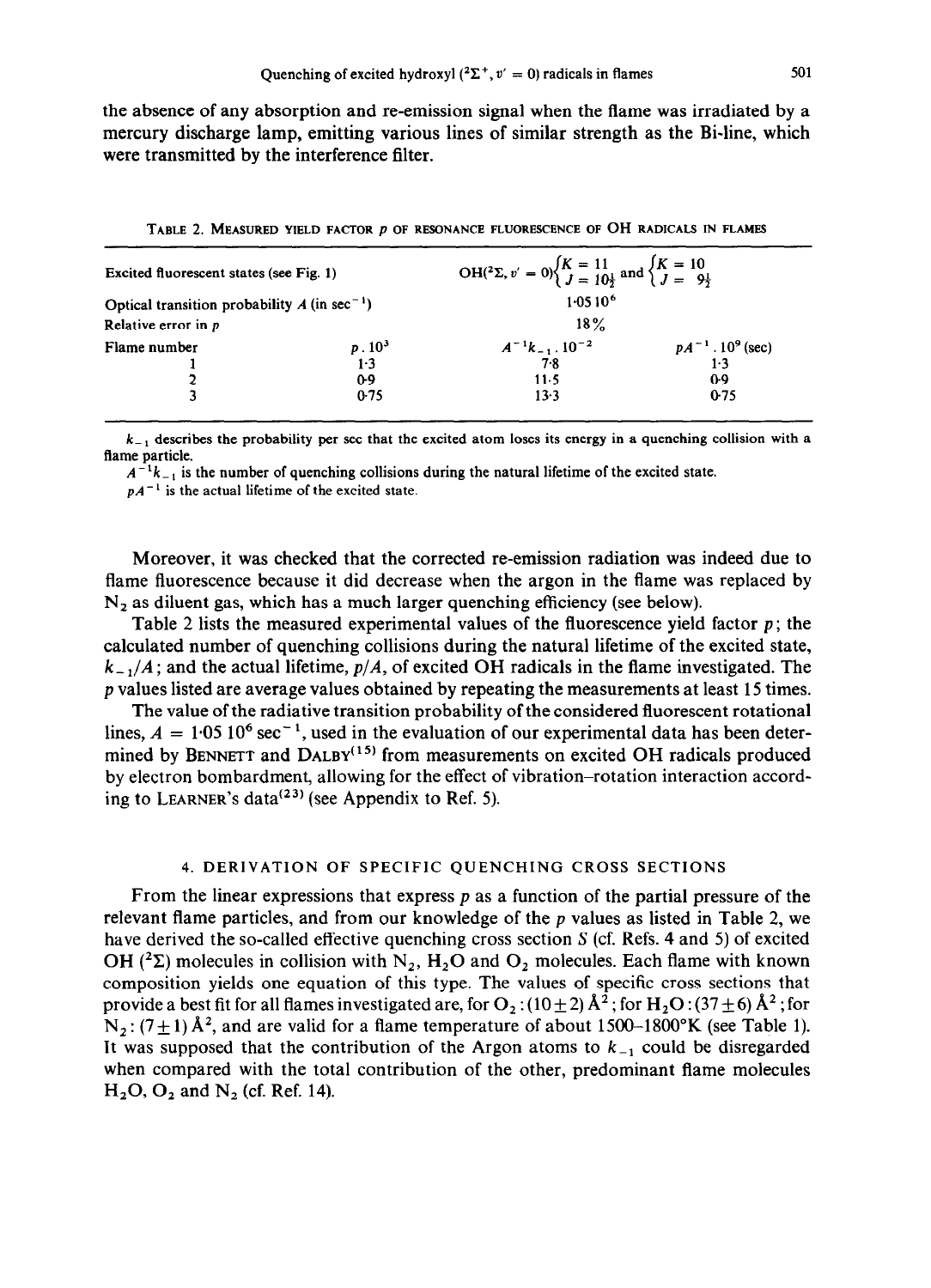the absence of any absorption and re-emission signal when the flame was irradiated by a mercury discharge lamp, emitting various lines of similar strength as the Bi-line, which were transmitted by the interference filter.

TABLE 2. MEASURED YIELD FACTOR $p$ OF RESONANCE FLUORESCENCE OF OH RADICALS IN FLAMES

| Excited fluorescent states (see Fig. 1) | | $OH(^2\Sigma, v' = 0)\begin{cases} K = 11 \\ J = 10\frac{1}{2} \end{cases}$ and $\begin{cases} K = 10 \\ J = 9\frac{1}{2} \end{cases}$ | |
|---|---|---|---|
| Optical transition probability $A$ (in $sec^{-1}$) | | $1{\cdot}05\ 10^6$ | |
| Relative error in $p$ | | 18% | |
| Flame number | $p \, . \, 10^3$ | $A^{-1}k_{-1} \, . \, 10^{-2}$ | $pA^{-1} \, . \, 10^9$ (sec) |
| 1 | 1·3 | 7·8 | 1·3 |
| 2 | 0·9 | 11·5 | 0·9 |
| 3 | 0·75 | 13·3 | 0·75 |

$k_{-1}$ describes the probability per sec that the excited atom loses its energy in a quenching collision with a flame particle.
$A^{-1}k_{-1}$ is the number of quenching collisions during the natural lifetime of the excited state.
$pA^{-1}$ is the actual lifetime of the excited state.

Moreover, it was checked that the corrected re-emission radiation was indeed due to flame fluorescence because it did decrease when the argon in the flame was replaced by $N_2$ as diluent gas, which has a much larger quenching efficiency (see below).

Table 2 lists the measured experimental values of the fluorescence yield factor $p$; the calculated number of quenching collisions during the natural lifetime of the excited state, $k_{-1}/A$; and the actual lifetime, $p/A$, of excited OH radicals in the flame investigated. The $p$ values listed are average values obtained by repeating the measurements at least 15 times.

The value of the radiative transition probability of the considered fluorescent rotational lines, $A = 1{\cdot}05\ 10^6\ sec^{-1}$, used in the evaluation of our experimental data has been determined by BENNETT and DALBY[15] from measurements on excited OH radicals produced by electron bombardment, allowing for the effect of vibration–rotation interaction according to LEARNER's data[23] (see Appendix to Ref. 5).

## 4. DERIVATION OF SPECIFIC QUENCHING CROSS SECTIONS

From the linear expressions that express $p$ as a function of the partial pressure of the relevant flame particles, and from our knowledge of the $p$ values as listed in Table 2, we have derived the so-called effective quenching cross section $S$ (cf. Refs. 4 and 5) of excited OH ($^2\Sigma$) molecules in collision with $N_2$, $H_2O$ and $O_2$ molecules. Each flame with known composition yields one equation of this type. The values of specific cross sections that provide a best fit for all flames investigated are, for $O_2$ : $(10 \pm 2)$ Å$^2$ ; for $H_2O$ : $(37 \pm 6)$ Å$^2$ ; for $N_2$ : $(7 \pm 1)$ Å$^2$, and are valid for a flame temperature of about 1500–1800°K (see Table 1). It was supposed that the contribution of the Argon atoms to $k_{-1}$ could be disregarded when compared with the total contribution of the other, predominant flame molecules $H_2O$, $O_2$ and $N_2$ (cf. Ref. 14).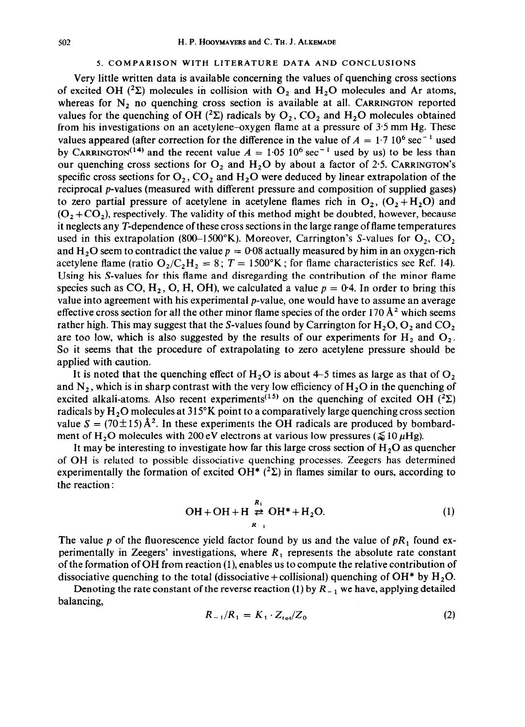## 5. COMPARISON WITH LITERATURE DATA AND CONCLUSIONS

Very little written data is available concerning the values of quenching cross sections of excited OH ($^2\Sigma$) molecules in collision with $O_2$ and $H_2O$ molecules and Ar atoms, whereas for $N_2$ no quenching cross section is available at all. CARRINGTON reported values for the quenching of OH ($^2\Sigma$) radicals by $O_2$, $CO_2$ and $H_2O$ molecules obtained from his investigations on an acetylene–oxygen flame at a pressure of 3·5 mm Hg. These values appeared (after correction for the difference in the value of $A = 1{\cdot}7\ 10^6\ \text{sec}^{-1}$ used by CARRINGTON[14] and the recent value $A = 1{\cdot}05\ 10^6\ \text{sec}^{-1}$ used by us) to be less than our quenching cross sections for $O_2$ and $H_2O$ by about a factor of 2·5. CARRINGTON's specific cross sections for $O_2$, $CO_2$ and $H_2O$ were deduced by linear extrapolation of the reciprocal $p$-values (measured with different pressure and composition of supplied gases) to zero partial pressure of acetylene in acetylene flames rich in $O_2$, $(O_2+H_2O)$ and $(O_2+CO_2)$, respectively. The validity of this method might be doubted, however, because it neglects any $T$-dependence of these cross sections in the large range of flame temperatures used in this extrapolation (800–1500°K). Moreover, Carrington's $S$-values for $O_2$, $CO_2$ and $H_2O$ seem to contradict the value $p = 0{\cdot}08$ actually measured by him in an oxygen-rich acetylene flame (ratio $O_2/C_2H_2 = 8$; $T = 1500$°K; for flame characteristics see Ref. 14). Using his $S$-values for this flame and disregarding the contribution of the minor flame species such as CO, $H_2$, O, H, OH), we calculated a value $p = 0{\cdot}4$. In order to bring this value into agreement with his experimental $p$-value, one would have to assume an average effective cross section for all the other minor flame species of the order 170 Å$^2$ which seems rather high. This may suggest that the $S$-values found by Carrington for $H_2O$, $O_2$ and $CO_2$ are too low, which is also suggested by the results of our experiments for $H_2$ and $O_2$. So it seems that the procedure of extrapolating to zero acetylene pressure should be applied with caution.

It is noted that the quenching effect of $H_2O$ is about 4–5 times as large as that of $O_2$ and $N_2$, which is in sharp contrast with the very low efficiency of $H_2O$ in the quenching of excited alkali-atoms. Also recent experiments[15] on the quenching of excited OH ($^2\Sigma$) radicals by $H_2O$ molecules at 315°K point to a comparatively large quenching cross section value $S = (70 \pm 15)$ Å$^2$. In these experiments the OH radicals are produced by bombardment of $H_2O$ molecules with 200 eV electrons at various low pressures ($\lesssim 10\ \mu$Hg).

It may be interesting to investigate how far this large cross section of $H_2O$ as quencher of OH is related to possible dissociative quenching processes. Zeegers has determined experimentally the formation of excited OH* ($^2\Sigma$) in flames similar to ours, according to the reaction:

$$OH + OH + H \underset{R_{-1}}{\overset{R_1}{\rightleftarrows}} OH^* + H_2O. \tag{1}$$

The value $p$ of the fluorescence yield factor found by us and the value of $pR_1$ found experimentally in Zeegers' investigations, where $R_1$ represents the absolute rate constant of the formation of OH from reaction (1), enables us to compute the relative contribution of dissociative quenching to the total (dissociative + collisional) quenching of OH* by $H_2O$.

Denoting the rate constant of the reverse reaction (1) by $R_{-1}$ we have, applying detailed balancing,

$$R_{-1}/R_1 = K_1 \cdot Z_{tot}/Z_0 \tag{2}$$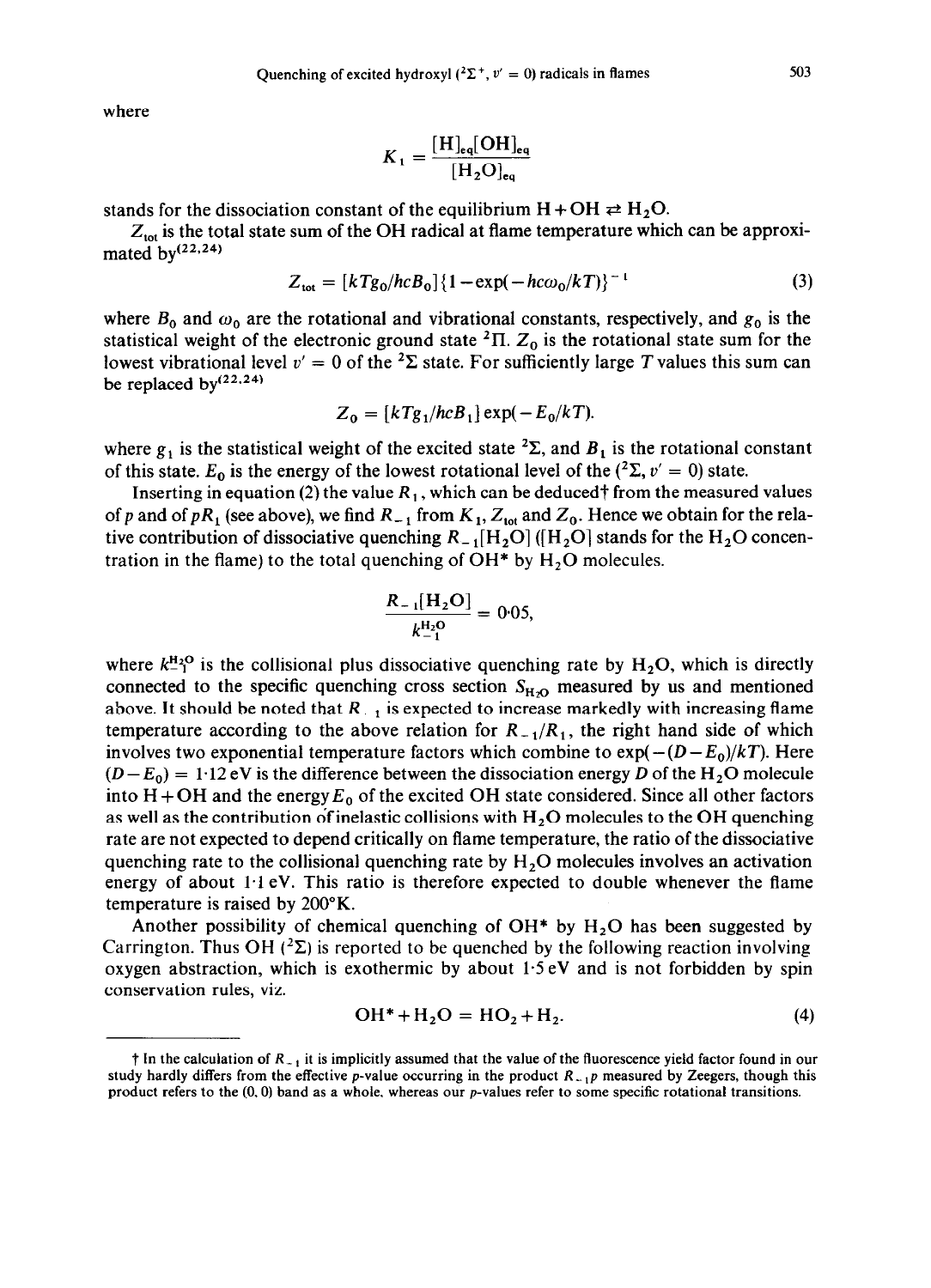where

$$K_1 = \frac{[H]_{eq}[OH]_{eq}}{[H_2O]_{eq}}$$

stands for the dissociation constant of the equilibrium $H + OH \rightleftarrows H_2O$.

$Z_{tot}$ is the total state sum of the OH radical at flame temperature which can be approximated by[22,24]

$$Z_{tot} = [kTg_0/hcB_0]\{1 - \exp(-hc\omega_0/kT)\}^{-1} \tag{3}$$

where $B_0$ and $\omega_0$ are the rotational and vibrational constants, respectively, and $g_0$ is the statistical weight of the electronic ground state $^2\Pi$. $Z_0$ is the rotational state sum for the lowest vibrational level $v' = 0$ of the $^2\Sigma$ state. For sufficiently large $T$ values this sum can be replaced by[22,24]

$$Z_0 = [kTg_1/hcB_1\} \exp(-E_0/kT).$$

where $g_1$ is the statistical weight of the excited state $^2\Sigma$, and $B_1$ is the rotational constant of this state. $E_0$ is the energy of the lowest rotational level of the ($^2\Sigma$, $v' = 0$) state.

Inserting in equation (2) the value $R_1$, which can be deduced† from the measured values of $p$ and of $pR_1$ (see above), we find $R_{-1}$ from $K_1$, $Z_{tot}$ and $Z_0$. Hence we obtain for the relative contribution of dissociative quenching $R_{-1}[H_2O]$ ($[H_2O]$ stands for the $H_2O$ concentration in the flame) to the total quenching of $OH^*$ by $H_2O$ molecules.

$$\frac{R_{-1}[H_2O]}{k_{-1}^{H_2O}} = 0{\cdot}05,$$

where $k_{-1}^{H_2O}$ is the collisional plus dissociative quenching rate by $H_2O$, which is directly connected to the specific quenching cross section $S_{H_2O}$ measured by us and mentioned above. It should be noted that $R_{-1}$ is expected to increase markedly with increasing flame temperature according to the above relation for $R_{-1}/R_1$, the right hand side of which involves two exponential temperature factors which combine to $\exp(-(D - E_0)/kT)$. Here $(D - E_0) = 1{\cdot}12$ eV is the difference between the dissociation energy $D$ of the $H_2O$ molecule into $H + OH$ and the energy $E_0$ of the excited OH state considered. Since all other factors as well as the contribution of inelastic collisions with $H_2O$ molecules to the OH quenching rate are not expected to depend critically on flame temperature, the ratio of the dissociative quenching rate to the collisional quenching rate by $H_2O$ molecules involves an activation energy of about 1·1 eV. This ratio is therefore expected to double whenever the flame temperature is raised by 200°K.

Another possibility of chemical quenching of $OH^*$ by $H_2O$ has been suggested by Carrington. Thus OH ($^2\Sigma$) is reported to be quenched by the following reaction involving oxygen abstraction, which is exothermic by about 1·5 eV and is not forbidden by spin conservation rules, viz.

$$OH^* + H_2O = HO_2 + H_2. \tag{4}$$

† In the calculation of $R_{-1}$ it is implicitly assumed that the value of the fluorescence yield factor found in our study hardly differs from the effective $p$-value occurring in the product $R_{-1}p$ measured by Zeegers, though this product refers to the (0, 0) band as a whole, whereas our $p$-values refer to some specific rotational transitions.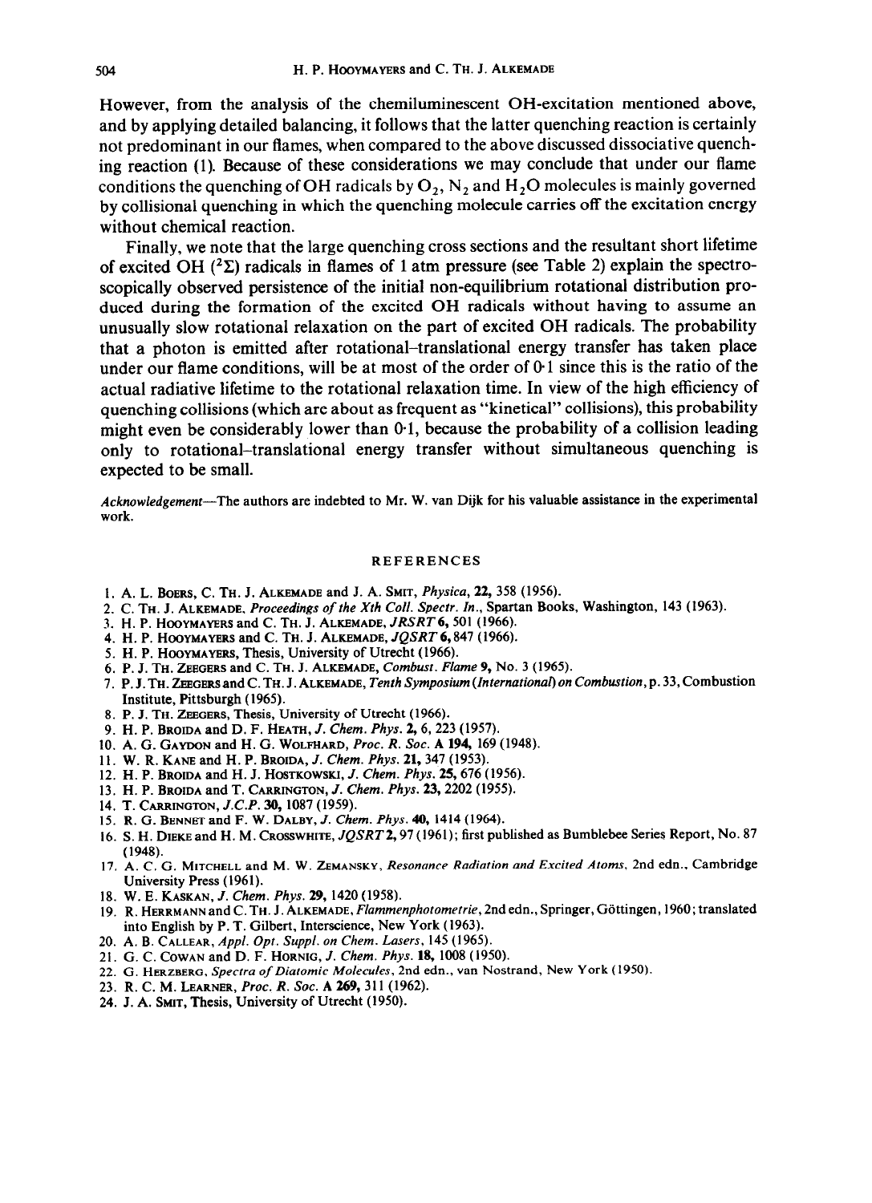However, from the analysis of the chemiluminescent OH-excitation mentioned above, and by applying detailed balancing, it follows that the latter quenching reaction is certainly not predominant in our flames, when compared to the above discussed dissociative quenching reaction (1). Because of these considerations we may conclude that under our flame conditions the quenching of OH radicals by $O_2$, $N_2$ and $H_2O$ molecules is mainly governed by collisional quenching in which the quenching molecule carries off the excitation energy without chemical reaction.

Finally, we note that the large quenching cross sections and the resultant short lifetime of excited OH ($^2\Sigma$) radicals in flames of 1 atm pressure (see Table 2) explain the spectroscopically observed persistence of the initial non-equilibrium rotational distribution produced during the formation of the excited OH radicals without having to assume an unusually slow rotational relaxation on the part of excited OH radicals. The probability that a photon is emitted after rotational–translational energy transfer has taken place under our flame conditions, will be at most of the order of 0·1 since this is the ratio of the actual radiative lifetime to the rotational relaxation time. In view of the high efficiency of quenching collisions (which are about as frequent as "kinetical" collisions), this probability might even be considerably lower than 0·1, because the probability of a collision leading only to rotational–translational energy transfer without simultaneous quenching is expected to be small.

*Acknowledgement*—The authors are indebted to Mr. W. van Dijk for his valuable assistance in the experimental work.

## REFERENCES

1. A. L. Boers, C. Th. J. Alkemade and J. A. Smit, *Physica*, **22**, 358 (1956).
2. C. Th. J. Alkemade, *Proceedings of the Xth Coll. Spectr. In.*, Spartan Books, Washington, 143 (1963).
3. H. P. Hooymayers and C. Th. J. Alkemade, *JRSRT* **6**, 501 (1966).
4. H. P. Hooymayers and C. Th. J. Alkemade, *JQSRT* **6**, 847 (1966).
5. H. P. Hooymayers, Thesis, University of Utrecht (1966).
6. P. J. Th. Zeegers and C. Th. J. Alkemade, *Combust. Flame* **9**, No. 3 (1965).
7. P. J. Th. Zeegers and C. Th. J. Alkemade, *Tenth Symposium (International) on Combustion*, p. 33, Combustion Institute, Pittsburgh (1965).
8. P. J. Th. Zeegers, Thesis, University of Utrecht (1966).
9. H. P. Broida and D. F. Heath, *J. Chem. Phys.* **2**, 6, 223 (1957).
10. A. G. Gaydon and H. G. Wolfhard, *Proc. R. Soc.* **A 194**, 169 (1948).
11. W. R. Kane and H. P. Broida, *J. Chem. Phys.* **21**, 347 (1953).
12. H. P. Broida and H. J. Hostkowski, *J. Chem. Phys.* **25**, 676 (1956).
13. H. P. Broida and T. Carrington, *J. Chem. Phys.* **23**, 2202 (1955).
14. T. Carrington, *J.C.P.* **30**, 1087 (1959).
15. R. G. Bennet and F. W. Dalby, *J. Chem. Phys.* **40**, 1414 (1964).
16. S. H. Dieke and H. M. Crosswhite, *JQSRT* **2**, 97 (1961); first published as Bumblebee Series Report, No. 87 (1948).
17. A. C. G. Mitchell and M. W. Zemansky, *Resonance Radiation and Excited Atoms*, 2nd edn., Cambridge University Press (1961).
18. W. E. Kaskan, *J. Chem. Phys.* **29**, 1420 (1958).
19. R. Herrmann and C. Th. J. Alkemade, *Flammenphotometrie*, 2nd edn., Springer, Göttingen, 1960; translated into English by P. T. Gilbert, Interscience, New York (1963).
20. A. B. Callear, *Appl. Opt. Suppl. on Chem. Lasers*, 145 (1965).
21. G. C. Cowan and D. F. Hornig, *J. Chem. Phys.* **18**, 1008 (1950).
22. G. Herzberg, *Spectra of Diatomic Molecules*, 2nd edn., van Nostrand, New York (1950).
23. R. C. M. Learner, *Proc. R. Soc.* **A 269**, 311 (1962).
24. J. A. Smit, Thesis, University of Utrecht (1950).